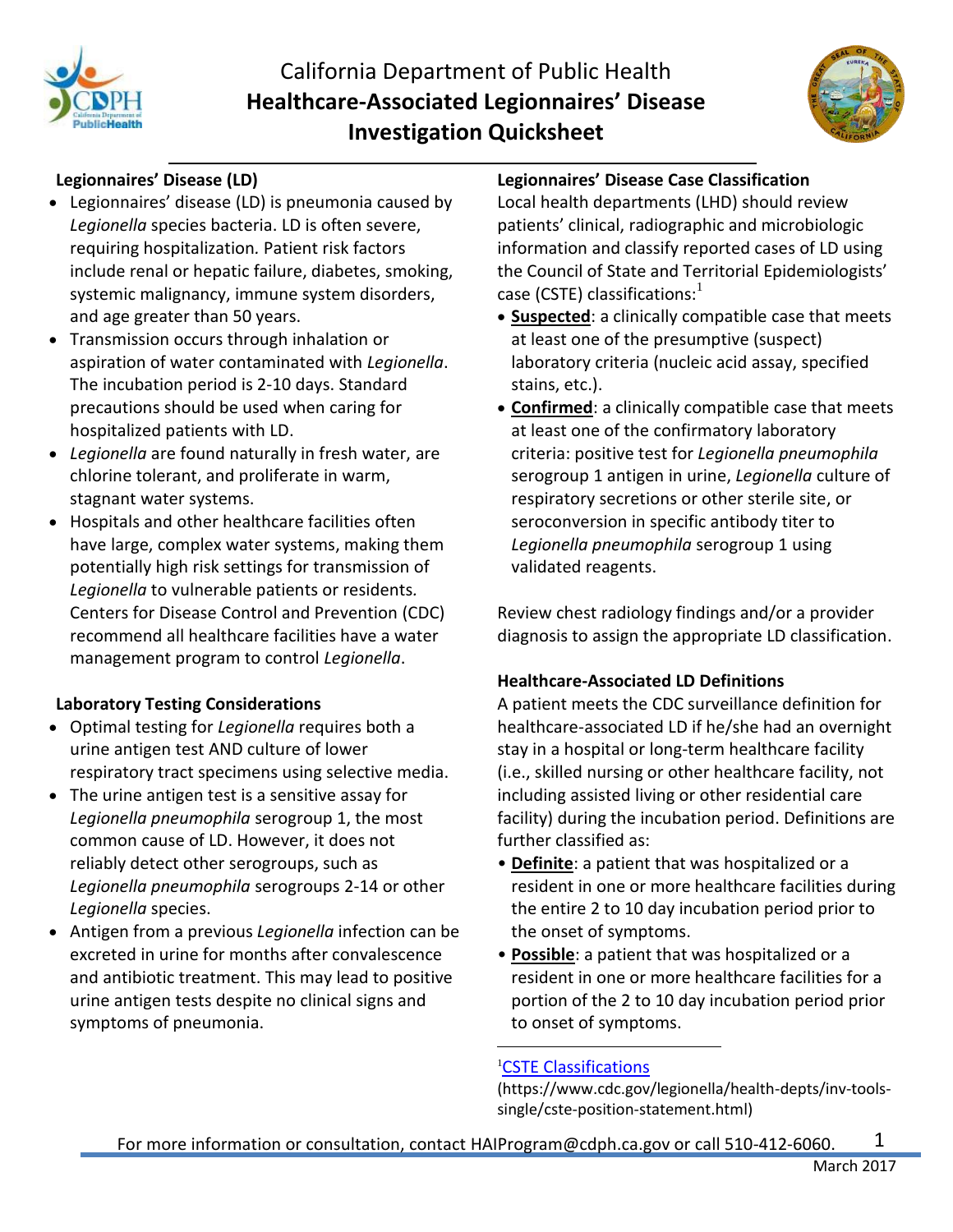# California Department of Public Health
# Healthcare-Associated Legionnaires' Disease Investigation Quicksheet

## Legionnaires' Disease (LD)

- Legionnaires' disease (LD) is pneumonia caused by *Legionella* species bacteria. LD is often severe, requiring hospitalization. Patient risk factors include renal or hepatic failure, diabetes, smoking, systemic malignancy, immune system disorders, and age greater than 50 years.
- Transmission occurs through inhalation or aspiration of water contaminated with *Legionella*. The incubation period is 2-10 days. Standard precautions should be used when caring for hospitalized patients with LD.
- *Legionella* are found naturally in fresh water, are chlorine tolerant, and proliferate in warm, stagnant water systems.
- Hospitals and other healthcare facilities often have large, complex water systems, making them potentially high risk settings for transmission of *Legionella* to vulnerable patients or residents. Centers for Disease Control and Prevention (CDC) recommend all healthcare facilities have a water management program to control *Legionella*.

## Laboratory Testing Considerations

- Optimal testing for *Legionella* requires both a urine antigen test AND culture of lower respiratory tract specimens using selective media.
- The urine antigen test is a sensitive assay for *Legionella pneumophila* serogroup 1, the most common cause of LD. However, it does not reliably detect other serogroups, such as *Legionella pneumophila* serogroups 2-14 or other *Legionella* species.
- Antigen from a previous *Legionella* infection can be excreted in urine for months after convalescence and antibiotic treatment. This may lead to positive urine antigen tests despite no clinical signs and symptoms of pneumonia.

## Legionnaires' Disease Case Classification

Local health departments (LHD) should review patients' clinical, radiographic and microbiologic information and classify reported cases of LD using the Council of State and Territorial Epidemiologists' case (CSTE) classifications:[1]

- **Suspected**: a clinically compatible case that meets at least one of the presumptive (suspect) laboratory criteria (nucleic acid assay, specified stains, etc.).
- **Confirmed**: a clinically compatible case that meets at least one of the confirmatory laboratory criteria: positive test for *Legionella pneumophila* serogroup 1 antigen in urine, *Legionella* culture of respiratory secretions or other sterile site, or seroconversion in specific antibody titer to *Legionella pneumophila* serogroup 1 using validated reagents.

Review chest radiology findings and/or a provider diagnosis to assign the appropriate LD classification.

## Healthcare-Associated LD Definitions

A patient meets the CDC surveillance definition for healthcare-associated LD if he/she had an overnight stay in a hospital or long-term healthcare facility (i.e., skilled nursing or other healthcare facility, not including assisted living or other residential care facility) during the incubation period. Definitions are further classified as:

- **Definite**: a patient that was hospitalized or a resident in one or more healthcare facilities during the entire 2 to 10 day incubation period prior to the onset of symptoms.
- **Possible**: a patient that was hospitalized or a resident in one or more healthcare facilities for a portion of the 2 to 10 day incubation period prior to onset of symptoms.

---

[1] CSTE Classifications (https://www.cdc.gov/legionella/health-depts/inv-tools-single/cste-position-statement.html)

For more information or consultation, contact HAIProgram@cdph.ca.gov or call 510-412-6060.

March 2017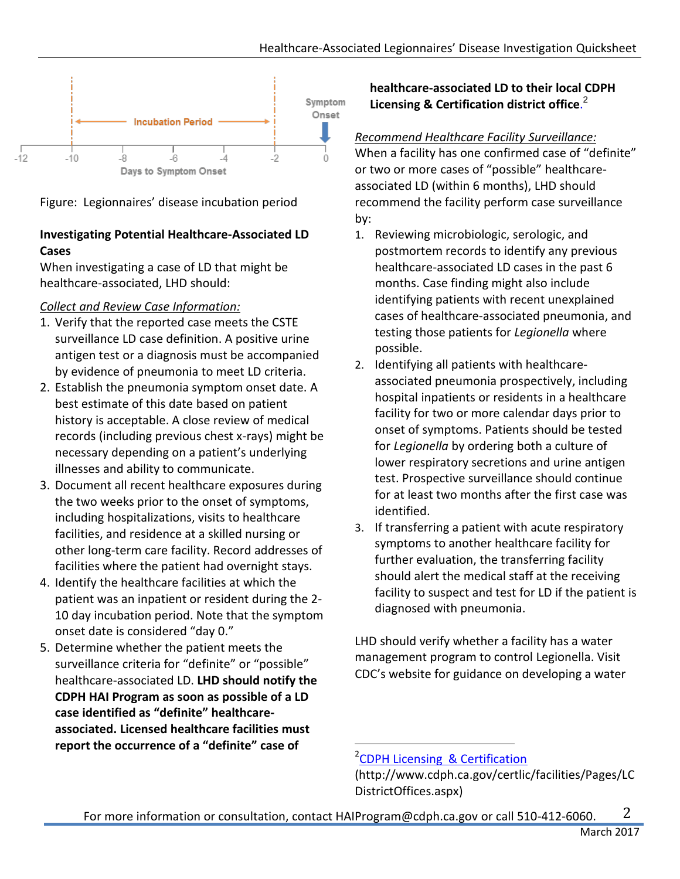Figure: Legionnaires' disease incubation period

**Investigating Potential Healthcare-Associated LD Cases**

When investigating a case of LD that might be healthcare-associated, LHD should:

*Collect and Review Case Information:*

1. Verify that the reported case meets the CSTE surveillance LD case definition. A positive urine antigen test or a diagnosis must be accompanied by evidence of pneumonia to meet LD criteria.
2. Establish the pneumonia symptom onset date. A best estimate of this date based on patient history is acceptable. A close review of medical records (including previous chest x-rays) might be necessary depending on a patient's underlying illnesses and ability to communicate.
3. Document all recent healthcare exposures during the two weeks prior to the onset of symptoms, including hospitalizations, visits to healthcare facilities, and residence at a skilled nursing or other long-term care facility. Record addresses of facilities where the patient had overnight stays.
4. Identify the healthcare facilities at which the patient was an inpatient or resident during the 2-10 day incubation period. Note that the symptom onset date is considered "day 0."
5. Determine whether the patient meets the surveillance criteria for "definite" or "possible" healthcare-associated LD. **LHD should notify the CDPH HAI Program as soon as possible of a LD case identified as "definite" healthcare-associated. Licensed healthcare facilities must report the occurrence of a "definite" case of healthcare-associated LD to their local CDPH Licensing & Certification district office.**[2]

*Recommend Healthcare Facility Surveillance:*

When a facility has one confirmed case of "definite" or two or more cases of "possible" healthcare-associated LD (within 6 months), LHD should recommend the facility perform case surveillance by:

1. Reviewing microbiologic, serologic, and postmortem records to identify any previous healthcare-associated LD cases in the past 6 months. Case finding might also include identifying patients with recent unexplained cases of healthcare-associated pneumonia, and testing those patients for *Legionella* where possible.
2. Identifying all patients with healthcare-associated pneumonia prospectively, including hospital inpatients or residents in a healthcare facility for two or more calendar days prior to onset of symptoms. Patients should be tested for *Legionella* by ordering both a culture of lower respiratory secretions and urine antigen test. Prospective surveillance should continue for at least two months after the first case was identified.
3. If transferring a patient with acute respiratory symptoms to another healthcare facility for further evaluation, the transferring facility should alert the medical staff at the receiving facility to suspect and test for LD if the patient is diagnosed with pneumonia.

LHD should verify whether a facility has a water management program to control Legionella. Visit CDC's website for guidance on developing a water

---

[2] CDPH Licensing & Certification (http://www.cdph.ca.gov/certlic/facilities/Pages/LCDistrictOffices.aspx)

For more information or consultation, contact HAIProgram@cdph.ca.gov or call 510-412-6060.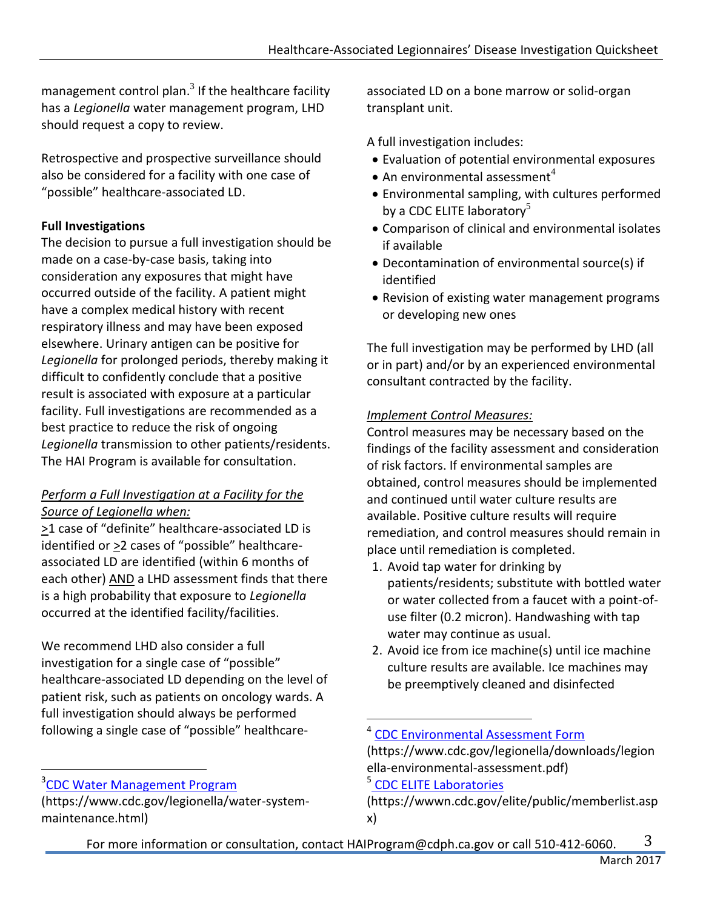management control plan.[3] If the healthcare facility has a *Legionella* water management program, LHD should request a copy to review.

Retrospective and prospective surveillance should also be considered for a facility with one case of "possible" healthcare-associated LD.

**Full Investigations**

The decision to pursue a full investigation should be made on a case-by-case basis, taking into consideration any exposures that might have occurred outside of the facility. A patient might have a complex medical history with recent respiratory illness and may have been exposed elsewhere. Urinary antigen can be positive for *Legionella* for prolonged periods, thereby making it difficult to confidently conclude that a positive result is associated with exposure at a particular facility. Full investigations are recommended as a best practice to reduce the risk of ongoing *Legionella* transmission to other patients/residents. The HAI Program is available for consultation.

*Perform a Full Investigation at a Facility for the Source of Legionella when:*

≥1 case of "definite" healthcare-associated LD is identified or ≥2 cases of "possible" healthcare-associated LD are identified (within 6 months of each other) AND a LHD assessment finds that there is a high probability that exposure to *Legionella* occurred at the identified facility/facilities.

We recommend LHD also consider a full investigation for a single case of "possible" healthcare-associated LD depending on the level of patient risk, such as patients on oncology wards. A full investigation should always be performed following a single case of "possible" healthcare-associated LD on a bone marrow or solid-organ transplant unit.

A full investigation includes:

- Evaluation of potential environmental exposures
- An environmental assessment[4]
- Environmental sampling, with cultures performed by a CDC ELITE laboratory[5]
- Comparison of clinical and environmental isolates if available
- Decontamination of environmental source(s) if identified
- Revision of existing water management programs or developing new ones

The full investigation may be performed by LHD (all or in part) and/or by an experienced environmental consultant contracted by the facility.

*Implement Control Measures:*

Control measures may be necessary based on the findings of the facility assessment and consideration of risk factors. If environmental samples are obtained, control measures should be implemented and continued until water culture results are available. Positive culture results will require remediation, and control measures should remain in place until remediation is completed.

1. Avoid tap water for drinking by patients/residents; substitute with bottled water or water collected from a faucet with a point-of-use filter (0.2 micron). Handwashing with tap water may continue as usual.
2. Avoid ice from ice machine(s) until ice machine culture results are available. Ice machines may be preemptively cleaned and disinfected

---

[3] CDC Water Management Program (https://www.cdc.gov/legionella/water-system-maintenance.html)

[4] CDC Environmental Assessment Form (https://www.cdc.gov/legionella/downloads/legionella-environmental-assessment.pdf)

[5] CDC ELITE Laboratories (https://wwwn.cdc.gov/elite/public/memberlist.aspx)

For more information or consultation, contact HAIProgram@cdph.ca.gov or call 510-412-6060.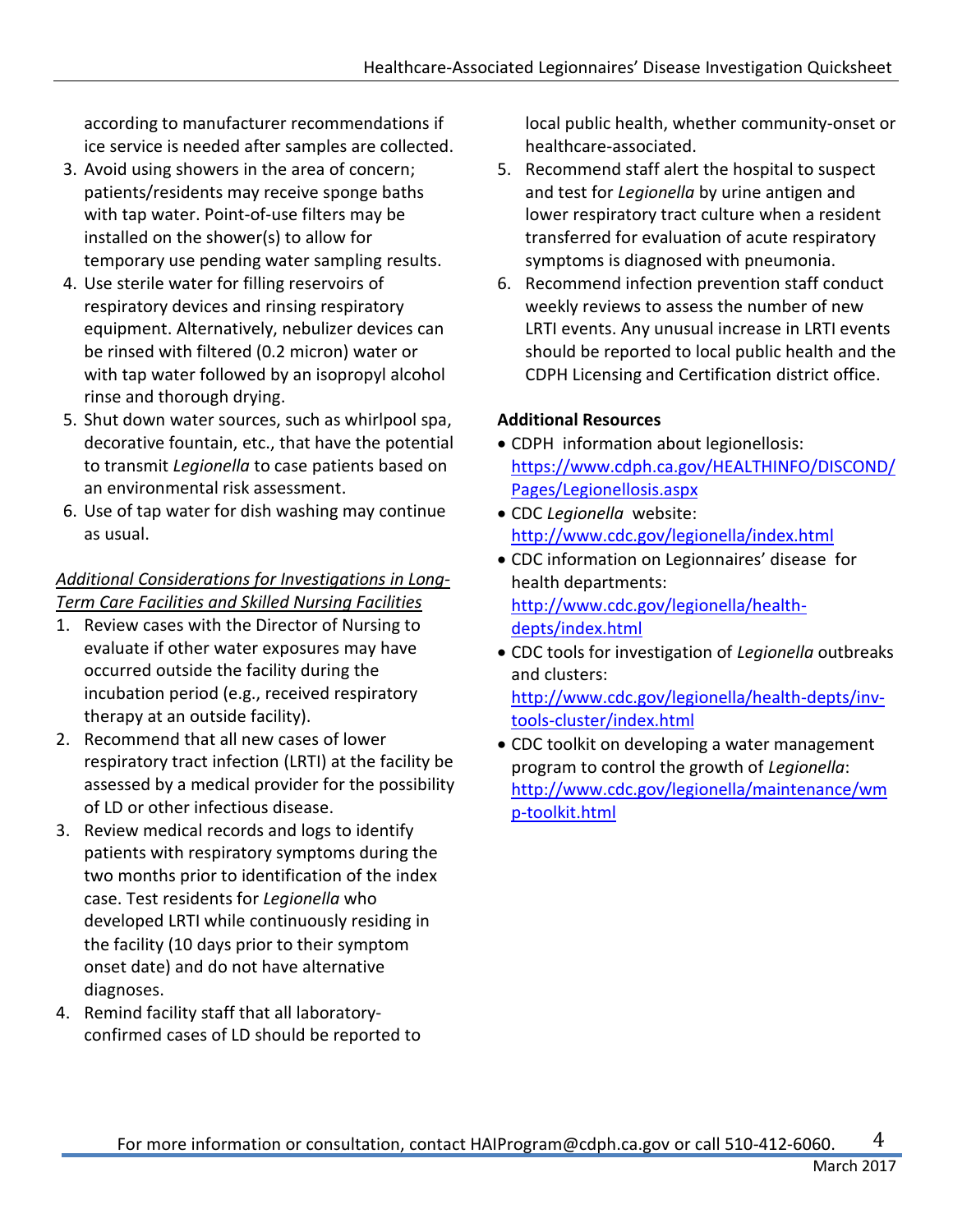according to manufacturer recommendations if ice service is needed after samples are collected.

3. Avoid using showers in the area of concern; patients/residents may receive sponge baths with tap water. Point-of-use filters may be installed on the shower(s) to allow for temporary use pending water sampling results.
4. Use sterile water for filling reservoirs of respiratory devices and rinsing respiratory equipment. Alternatively, nebulizer devices can be rinsed with filtered (0.2 micron) water or with tap water followed by an isopropyl alcohol rinse and thorough drying.
5. Shut down water sources, such as whirlpool spa, decorative fountain, etc., that have the potential to transmit *Legionella* to case patients based on an environmental risk assessment.
6. Use of tap water for dish washing may continue as usual.

*Additional Considerations for Investigations in Long-Term Care Facilities and Skilled Nursing Facilities*

1. Review cases with the Director of Nursing to evaluate if other water exposures may have occurred outside the facility during the incubation period (e.g., received respiratory therapy at an outside facility).
2. Recommend that all new cases of lower respiratory tract infection (LRTI) at the facility be assessed by a medical provider for the possibility of LD or other infectious disease.
3. Review medical records and logs to identify patients with respiratory symptoms during the two months prior to identification of the index case. Test residents for *Legionella* who developed LRTI while continuously residing in the facility (10 days prior to their symptom onset date) and do not have alternative diagnoses.
4. Remind facility staff that all laboratory-confirmed cases of LD should be reported to local public health, whether community-onset or healthcare-associated.
5. Recommend staff alert the hospital to suspect and test for *Legionella* by urine antigen and lower respiratory tract culture when a resident transferred for evaluation of acute respiratory symptoms is diagnosed with pneumonia.
6. Recommend infection prevention staff conduct weekly reviews to assess the number of new LRTI events. Any unusual increase in LRTI events should be reported to local public health and the CDPH Licensing and Certification district office.

**Additional Resources**

- CDPH information about legionellosis: https://www.cdph.ca.gov/HEALTHINFO/DISCOND/Pages/Legionellosis.aspx
- CDC *Legionella* website: http://www.cdc.gov/legionella/index.html
- CDC information on Legionnaires' disease for health departments: http://www.cdc.gov/legionella/health-depts/index.html
- CDC tools for investigation of *Legionella* outbreaks and clusters: http://www.cdc.gov/legionella/health-depts/inv-tools-cluster/index.html
- CDC toolkit on developing a water management program to control the growth of *Legionella*: http://www.cdc.gov/legionella/maintenance/wmp-toolkit.html

For more information or consultation, contact HAIProgram@cdph.ca.gov or call 510-412-6060.

March 2017